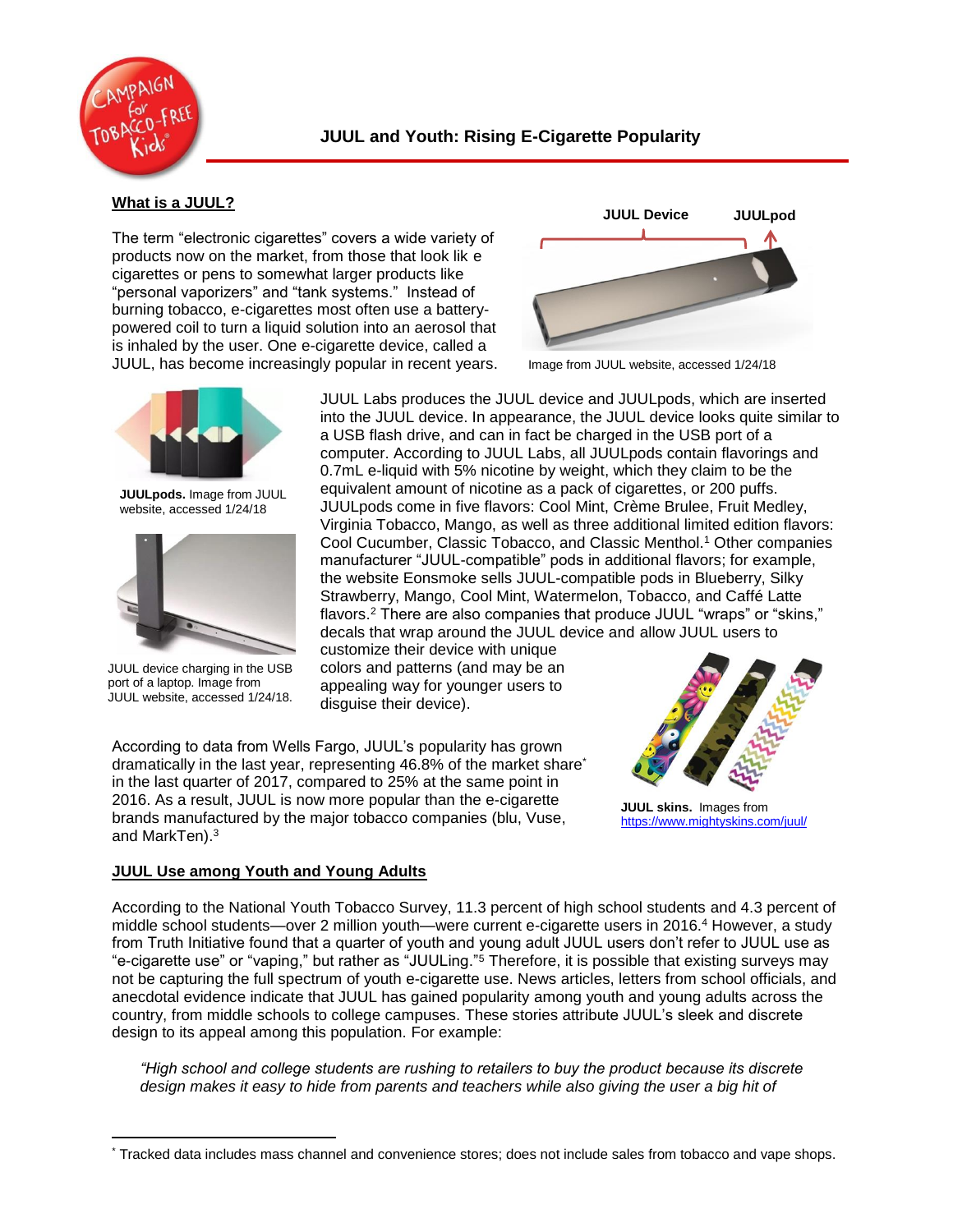# JUUL and Youth: Rising E-Cigarette Popularity

## What is a JUUL?

The term "electronic cigarettes" covers a wide variety of products now on the market, from those that look lik e cigarettes or pens to somewhat larger products like "personal vaporizers" and "tank systems." Instead of burning tobacco, e-cigarettes most often use a battery-powered coil to turn a liquid solution into an aerosol that is inhaled by the user. One e-cigarette device, called a JUUL, has become increasingly popular in recent years.

JUUL Device

JUULpod

Image from JUUL website, accessed 1/24/18

**JUULpods.** Image from JUUL website, accessed 1/24/18

JUUL device charging in the USB port of a laptop. Image from JUUL website, accessed 1/24/18.

JUUL Labs produces the JUUL device and JUULpods, which are inserted into the JUUL device. In appearance, the JUUL device looks quite similar to a USB flash drive, and can in fact be charged in the USB port of a computer. According to JUUL Labs, all JUULpods contain flavorings and 0.7mL e-liquid with 5% nicotine by weight, which they claim to be the equivalent amount of nicotine as a pack of cigarettes, or 200 puffs. JUULpods come in five flavors: Cool Mint, Crème Brulee, Fruit Medley, Virginia Tobacco, Mango, as well as three additional limited edition flavors: Cool Cucumber, Classic Tobacco, and Classic Menthol.[1] Other companies manufacturer "JUUL-compatible" pods in additional flavors; for example, the website Eonsmoke sells JUUL-compatible pods in Blueberry, Silky Strawberry, Mango, Cool Mint, Watermelon, Tobacco, and Caffé Latte flavors.[2] There are also companies that produce JUUL "wraps" or "skins," decals that wrap around the JUUL device and allow JUUL users to customize their device with unique colors and patterns (and may be an appealing way for younger users to disguise their device).

According to data from Wells Fargo, JUUL's popularity has grown dramatically in the last year, representing 46.8% of the market share* in the last quarter of 2017, compared to 25% at the same point in 2016. As a result, JUUL is now more popular than the e-cigarette brands manufactured by the major tobacco companies (blu, Vuse, and MarkTen).[3]

**JUUL skins.** Images from https://www.mightyskins.com/juul/

## JUUL Use among Youth and Young Adults

According to the National Youth Tobacco Survey, 11.3 percent of high school students and 4.3 percent of middle school students—over 2 million youth—were current e-cigarette users in 2016.[4] However, a study from Truth Initiative found that a quarter of youth and young adult JUUL users don't refer to JUUL use as "e-cigarette use" or "vaping," but rather as "JUULing."[5] Therefore, it is possible that existing surveys may not be capturing the full spectrum of youth e-cigarette use. News articles, letters from school officials, and anecdotal evidence indicate that JUUL has gained popularity among youth and young adults across the country, from middle schools to college campuses. These stories attribute JUUL's sleek and discrete design to its appeal among this population. For example:

> *"High school and college students are rushing to retailers to buy the product because its discrete design makes it easy to hide from parents and teachers while also giving the user a big hit of*

---

\* Tracked data includes mass channel and convenience stores; does not include sales from tobacco and vape shops.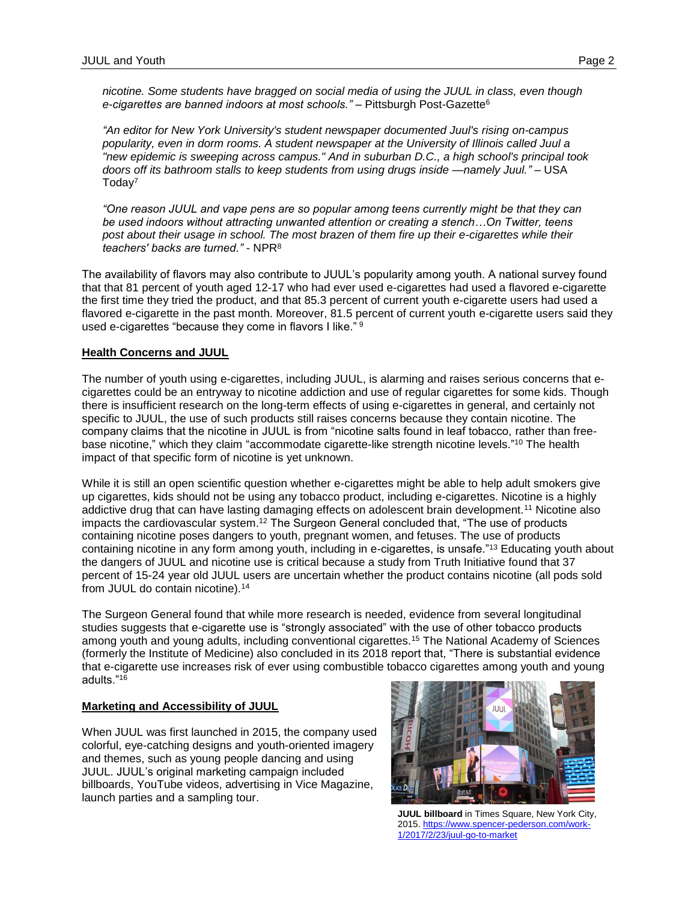*nicotine. Some students have bragged on social media of using the JUUL in class, even though e-cigarettes are banned indoors at most schools."* – Pittsburgh Post-Gazette[6]

*"An editor for New York University's student newspaper documented Juul's rising on-campus popularity, even in dorm rooms. A student newspaper at the University of Illinois called Juul a "new epidemic is sweeping across campus." And in suburban D.C., a high school's principal took doors off its bathroom stalls to keep students from using drugs inside —namely Juul."* – USA Today[7]

*"One reason JUUL and vape pens are so popular among teens currently might be that they can be used indoors without attracting unwanted attention or creating a stench…On Twitter, teens post about their usage in school. The most brazen of them fire up their e-cigarettes while their teachers' backs are turned."* - NPR[8]

The availability of flavors may also contribute to JUUL's popularity among youth. A national survey found that that 81 percent of youth aged 12-17 who had ever used e-cigarettes had used a flavored e-cigarette the first time they tried the product, and that 85.3 percent of current youth e-cigarette users had used a flavored e-cigarette in the past month. Moreover, 81.5 percent of current youth e-cigarette users said they used e-cigarettes "because they come in flavors I like." [9]

**Health Concerns and JUUL**

The number of youth using e-cigarettes, including JUUL, is alarming and raises serious concerns that e-cigarettes could be an entryway to nicotine addiction and use of regular cigarettes for some kids. Though there is insufficient research on the long-term effects of using e-cigarettes in general, and certainly not specific to JUUL, the use of such products still raises concerns because they contain nicotine. The company claims that the nicotine in JUUL is from "nicotine salts found in leaf tobacco, rather than free-base nicotine," which they claim "accommodate cigarette-like strength nicotine levels."[10] The health impact of that specific form of nicotine is yet unknown.

While it is still an open scientific question whether e-cigarettes might be able to help adult smokers give up cigarettes, kids should not be using any tobacco product, including e-cigarettes. Nicotine is a highly addictive drug that can have lasting damaging effects on adolescent brain development.[11] Nicotine also impacts the cardiovascular system.[12] The Surgeon General concluded that, "The use of products containing nicotine poses dangers to youth, pregnant women, and fetuses. The use of products containing nicotine in any form among youth, including in e-cigarettes, is unsafe."[13] Educating youth about the dangers of JUUL and nicotine use is critical because a study from Truth Initiative found that 37 percent of 15-24 year old JUUL users are uncertain whether the product contains nicotine (all pods sold from JUUL do contain nicotine).[14]

The Surgeon General found that while more research is needed, evidence from several longitudinal studies suggests that e-cigarette use is "strongly associated" with the use of other tobacco products among youth and young adults, including conventional cigarettes.[15] The National Academy of Sciences (formerly the Institute of Medicine) also concluded in its 2018 report that, "There is substantial evidence that e-cigarette use increases risk of ever using combustible tobacco cigarettes among youth and young adults."[16]

**Marketing and Accessibility of JUUL**

When JUUL was first launched in 2015, the company used colorful, eye-catching designs and youth-oriented imagery and themes, such as young people dancing and using JUUL. JUUL's original marketing campaign included billboards, YouTube videos, advertising in Vice Magazine, launch parties and a sampling tour.

**JUUL billboard** in Times Square, New York City, 2015. https://www.spencer-pederson.com/work-1/2017/2/23/juul-go-to-market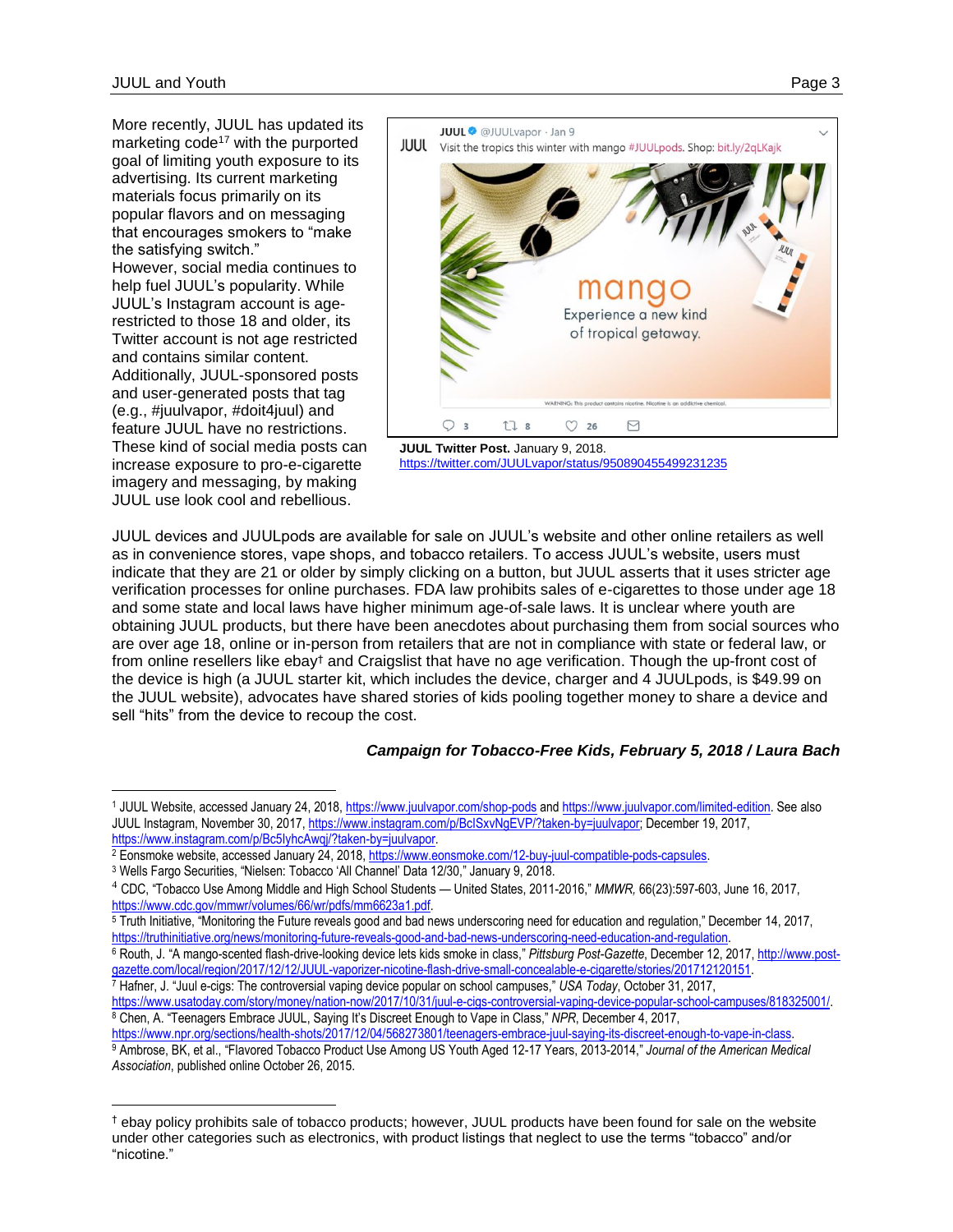More recently, JUUL has updated its marketing code[17] with the purported goal of limiting youth exposure to its advertising. Its current marketing materials focus primarily on its popular flavors and on messaging that encourages smokers to "make the satisfying switch."

However, social media continues to help fuel JUUL's popularity. While JUUL's Instagram account is age-restricted to those 18 and older, its Twitter account is not age restricted and contains similar content. Additionally, JUUL-sponsored posts and user-generated posts that tag (e.g., #juulvapor, #doit4juul) and feature JUUL have no restrictions. These kind of social media posts can increase exposure to pro-e-cigarette imagery and messaging, by making JUUL use look cool and rebellious.

**JUUL Twitter Post.** January 9, 2018.
https://twitter.com/JUULvapor/status/950890455499231235

JUUL devices and JUULpods are available for sale on JUUL's website and other online retailers as well as in convenience stores, vape shops, and tobacco retailers. To access JUUL's website, users must indicate that they are 21 or older by simply clicking on a button, but JUUL asserts that it uses stricter age verification processes for online purchases. FDA law prohibits sales of e-cigarettes to those under age 18 and some state and local laws have higher minimum age-of-sale laws. It is unclear where youth are obtaining JUUL products, but there have been anecdotes about purchasing them from social sources who are over age 18, online or in-person from retailers that are not in compliance with state or federal law, or from online resellers like ebay† and Craigslist that have no age verification. Though the up-front cost of the device is high (a JUUL starter kit, which includes the device, charger and 4 JUULpods, is $49.99 on the JUUL website), advocates have shared stories of kids pooling together money to share a device and sell "hits" from the device to recoup the cost.

***Campaign for Tobacco-Free Kids, February 5, 2018 / Laura Bach***

---

[1] JUUL Website, accessed January 24, 2018, https://www.juulvapor.com/shop-pods and https://www.juulvapor.com/limited-edition. See also JUUL Instagram, November 30, 2017, https://www.instagram.com/p/BcISxvNgEVP/?taken-by=juulvapor; December 19, 2017, https://www.instagram.com/p/Bc5lyhcAwqj/?taken-by=juulvapor.

[2] Eonsmoke website, accessed January 24, 2018, https://www.eonsmoke.com/12-buy-juul-compatible-pods-capsules.

[3] Wells Fargo Securities, "Nielsen: Tobacco 'All Channel' Data 12/30," January 9, 2018.

[4] CDC, "Tobacco Use Among Middle and High School Students — United States, 2011-2016," *MMWR,* 66(23):597-603, June 16, 2017, https://www.cdc.gov/mmwr/volumes/66/wr/pdfs/mm6623a1.pdf.

[5] Truth Initiative, "Monitoring the Future reveals good and bad news underscoring need for education and regulation," December 14, 2017, https://truthinitiative.org/news/monitoring-future-reveals-good-and-bad-news-underscoring-need-education-and-regulation.

[6] Routh, J. "A mango-scented flash-drive-looking device lets kids smoke in class," *Pittsburg Post-Gazette*, December 12, 2017, http://www.post-gazette.com/local/region/2017/12/12/JUUL-vaporizer-nicotine-flash-drive-small-concealable-e-cigarette/stories/201712120151.

[7] Hafner, J. "Juul e-cigs: The controversial vaping device popular on school campuses," *USA Today*, October 31, 2017, https://www.usatoday.com/story/money/nation-now/2017/10/31/juul-e-cigs-controversial-vaping-device-popular-school-campuses/818325001/.

[8] Chen, A. "Teenagers Embrace JUUL, Saying It's Discreet Enough to Vape in Class," *NPR*, December 4, 2017, https://www.npr.org/sections/health-shots/2017/12/04/568273801/teenagers-embrace-juul-saying-its-discreet-enough-to-vape-in-class.

[9] Ambrose, BK, et al., "Flavored Tobacco Product Use Among US Youth Aged 12-17 Years, 2013-2014," *Journal of the American Medical Association*, published online October 26, 2015.

---

† ebay policy prohibits sale of tobacco products; however, JUUL products have been found for sale on the website under other categories such as electronics, with product listings that neglect to use the terms "tobacco" and/or "nicotine."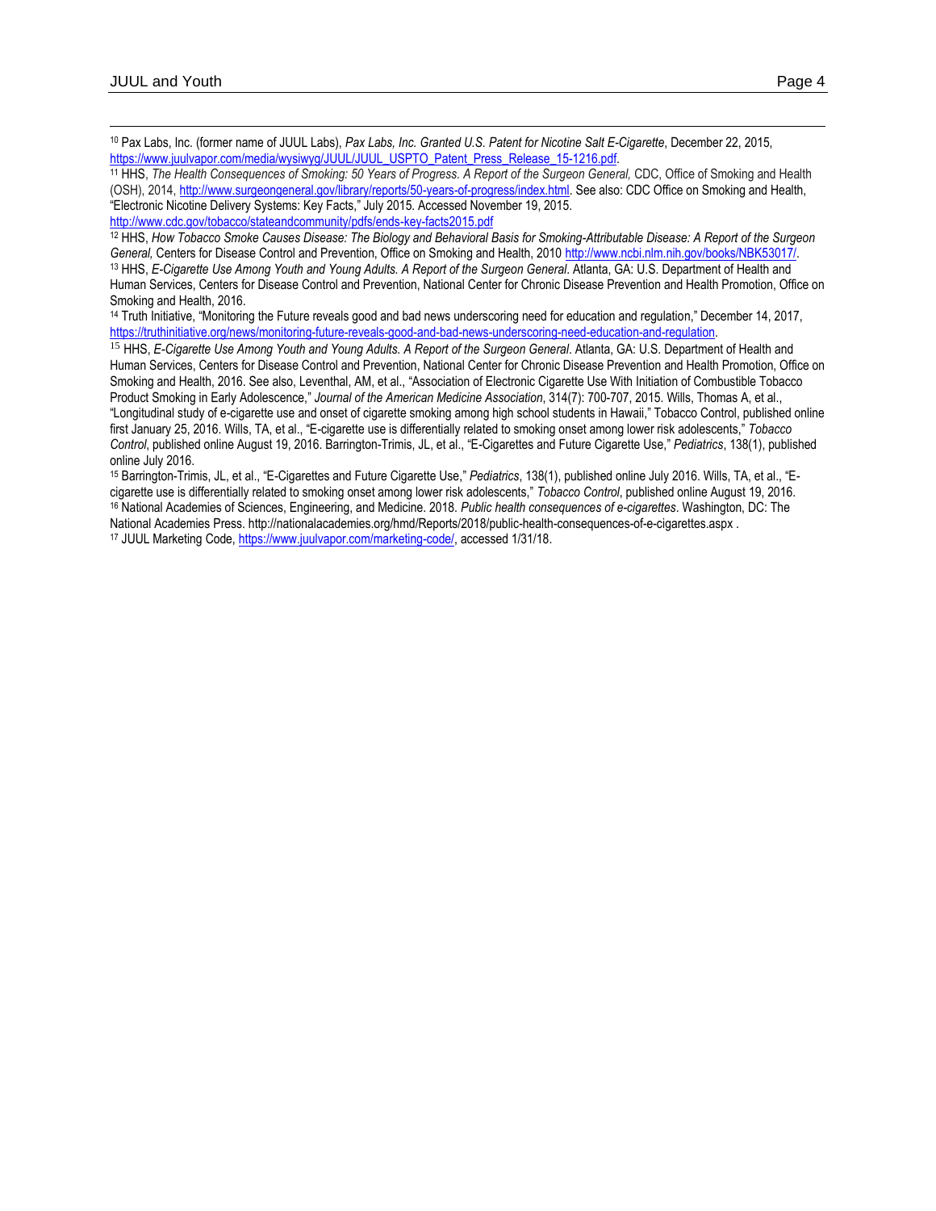[10] Pax Labs, Inc. (former name of JUUL Labs), *Pax Labs, Inc. Granted U.S. Patent for Nicotine Salt E-Cigarette*, December 22, 2015, https://www.juulvapor.com/media/wysiwyg/JUUL/JUUL_USPTO_Patent_Press_Release_15-1216.pdf.

[11] HHS, *The Health Consequences of Smoking: 50 Years of Progress. A Report of the Surgeon General,* CDC, Office of Smoking and Health (OSH), 2014, http://www.surgeongeneral.gov/library/reports/50-years-of-progress/index.html. See also: CDC Office on Smoking and Health, "Electronic Nicotine Delivery Systems: Key Facts," July 2015. Accessed November 19, 2015. http://www.cdc.gov/tobacco/stateandcommunity/pdfs/ends-key-facts2015.pdf

[12] HHS, *How Tobacco Smoke Causes Disease: The Biology and Behavioral Basis for Smoking-Attributable Disease: A Report of the Surgeon General,* Centers for Disease Control and Prevention, Office on Smoking and Health, 2010 http://www.ncbi.nlm.nih.gov/books/NBK53017/.

[13] HHS, *E-Cigarette Use Among Youth and Young Adults. A Report of the Surgeon General*. Atlanta, GA: U.S. Department of Health and Human Services, Centers for Disease Control and Prevention, National Center for Chronic Disease Prevention and Health Promotion, Office on Smoking and Health, 2016.

[14] Truth Initiative, "Monitoring the Future reveals good and bad news underscoring need for education and regulation," December 14, 2017, https://truthinitiative.org/news/monitoring-future-reveals-good-and-bad-news-underscoring-need-education-and-regulation.

[15] HHS, *E-Cigarette Use Among Youth and Young Adults. A Report of the Surgeon General*. Atlanta, GA: U.S. Department of Health and Human Services, Centers for Disease Control and Prevention, National Center for Chronic Disease Prevention and Health Promotion, Office on Smoking and Health, 2016. See also, Leventhal, AM, et al., "Association of Electronic Cigarette Use With Initiation of Combustible Tobacco Product Smoking in Early Adolescence," *Journal of the American Medicine Association*, 314(7): 700-707, 2015. Wills, Thomas A, et al., "Longitudinal study of e-cigarette use and onset of cigarette smoking among high school students in Hawaii," Tobacco Control, published online first January 25, 2016. Wills, TA, et al., "E-cigarette use is differentially related to smoking onset among lower risk adolescents," *Tobacco Control*, published online August 19, 2016. Barrington-Trimis, JL, et al., "E-Cigarettes and Future Cigarette Use," *Pediatrics*, 138(1), published online July 2016.

[15] Barrington-Trimis, JL, et al., "E-Cigarettes and Future Cigarette Use," *Pediatrics*, 138(1), published online July 2016. Wills, TA, et al., "E-cigarette use is differentially related to smoking onset among lower risk adolescents," *Tobacco Control*, published online August 19, 2016.

[16] National Academies of Sciences, Engineering, and Medicine. 2018. *Public health consequences of e-cigarettes*. Washington, DC: The National Academies Press. http://nationalacademies.org/hmd/Reports/2018/public-health-consequences-of-e-cigarettes.aspx .

[17] JUUL Marketing Code, https://www.juulvapor.com/marketing-code/, accessed 1/31/18.